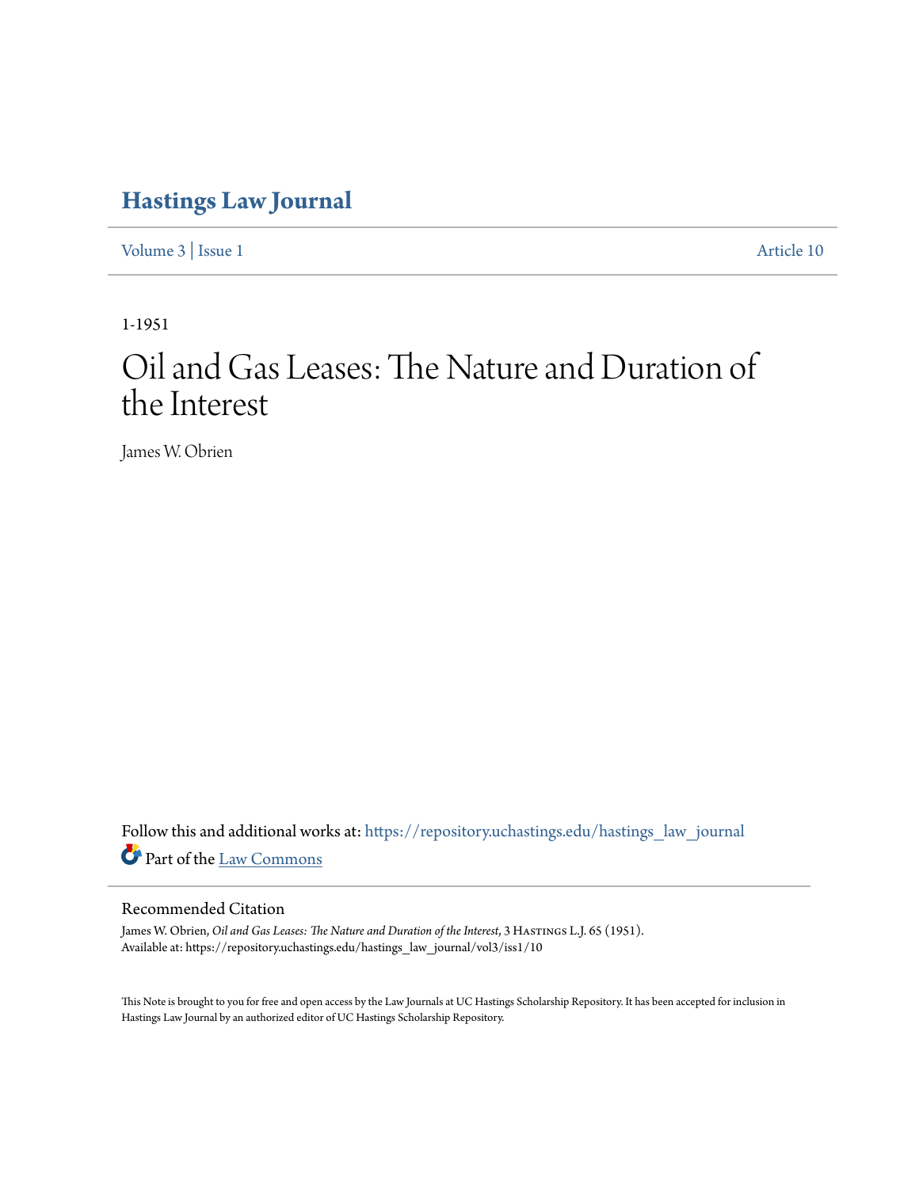# Hastings Law Journal

Volume 3 | Issue 1 Article 10

1-1951

# Oil and Gas Leases: The Nature and Duration of the Interest

James W. Obrien

Follow this and additional works at: https://repository.uchastings.edu/hastings_law_journal

Part of the Law Commons

## Recommended Citation

James W. Obrien, *Oil and Gas Leases: The Nature and Duration of the Interest*, 3 Hastings L.J. 65 (1951).
Available at: https://repository.uchastings.edu/hastings_law_journal/vol3/iss1/10

This Note is brought to you for free and open access by the Law Journals at UC Hastings Scholarship Repository. It has been accepted for inclusion in Hastings Law Journal by an authorized editor of UC Hastings Scholarship Repository.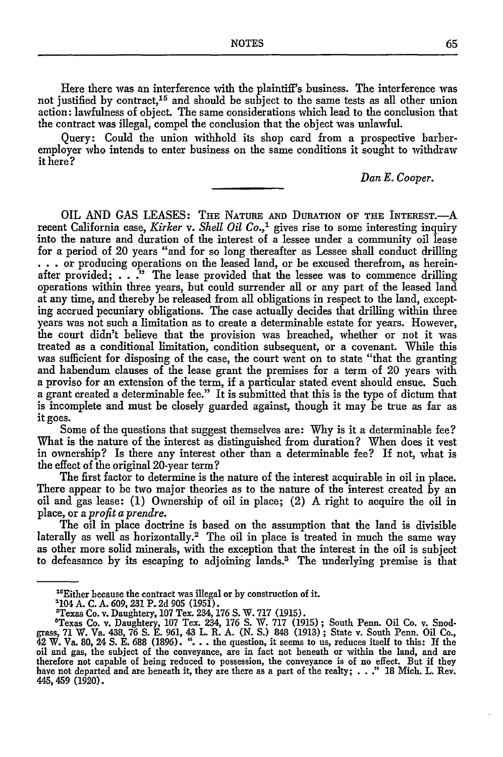Here there was an interference with the plaintiff's business. The interference was not justified by contract,[15] and should be subject to the same tests as all other union action: lawfulness of object. The same considerations which lead to the conclusion that the contract was illegal, compel the conclusion that the object was unlawful.

Query: Could the union withhold its shop card from a prospective barber-employer who intends to enter business on the same conditions it sought to withdraw it here?

*Dan E. Cooper.*

---

OIL AND GAS LEASES: THE NATURE AND DURATION OF THE INTEREST.—A recent California case, *Kirker* v. *Shell Oil Co.*,[1] gives rise to some interesting inquiry into the nature and duration of the interest of a lessee under a community oil lease for a period of 20 years "and for so long thereafter as Lessee shall conduct drilling . . . or producing operations on the leased land, or be excused therefrom, as hereinafter provided; . . ." The lease provided that the lessee was to commence drilling operations within three years, but could surrender all or any part of the leased land at any time, and thereby be released from all obligations in respect to the land, excepting accrued pecuniary obligations. The case actually decides that drilling within three years was not such a limitation as to create a determinable estate for years. However, the court didn't believe that the provision was breached, whether or not it was treated as a conditional limitation, condition subsequent, or a covenant. While this was sufficient for disposing of the case, the court went on to state "that the granting and habendum clauses of the lease grant the premises for a term of 20 years with a proviso for an extension of the term, if a particular stated event should ensue. Such a grant created a determinable fee." It is submitted that this is the type of dictum that is incomplete and must be closely guarded against, though it may be true as far as it goes.

Some of the questions that suggest themselves are: Why is it a determinable fee? What is the nature of the interest as distinguished from duration? When does it vest in ownership? Is there any interest other than a determinable fee? If not, what is the effect of the original 20-year term?

The first factor to determine is the nature of the interest acquirable in oil in place. There appear to be two major theories as to the nature of the interest created by an oil and gas lease: (1) Ownership of oil in place; (2) A right to acquire the oil in place, or a *profit a prendre*.

The oil in place doctrine is based on the assumption that the land is divisible laterally as well as horizontally.[2] The oil in place is treated in much the same way as other more solid minerals, with the exception that the interest in the oil is subject to defeasance by its escaping to adjoining lands.[3] The underlying premise is that

---

[15] Either because the contract was illegal or by construction of it.

[1] 104 A. C. A. 609, 231 P. 2d 905 (1951).

[2] Texas Co. v. Daughtery, 107 Tex. 234, 176 S. W. 717 (1915).

[3] Texas Co. v. Daughtery, 107 Tex. 234, 176 S. W. 717 (1915); South Penn. Oil Co. v. Snodgrass, 71 W. Va. 438, 76 S. E. 961, 43 L. R. A. (N. S.) 848 (1913); State v. South Penn. Oil Co., 42 W. Va. 80, 24 S. E. 688 (1896). ". . . the question, it seems to us, reduces itself to this: If the oil and gas, the subject of the conveyance, are in fact not beneath or within the land, and are therefore not capable of being reduced to possession, the conveyance is of no effect. But if they have not departed and are beneath it, they are there as a part of the realty; . . ." 18 Mich. L. Rev. 445, 459 (1920).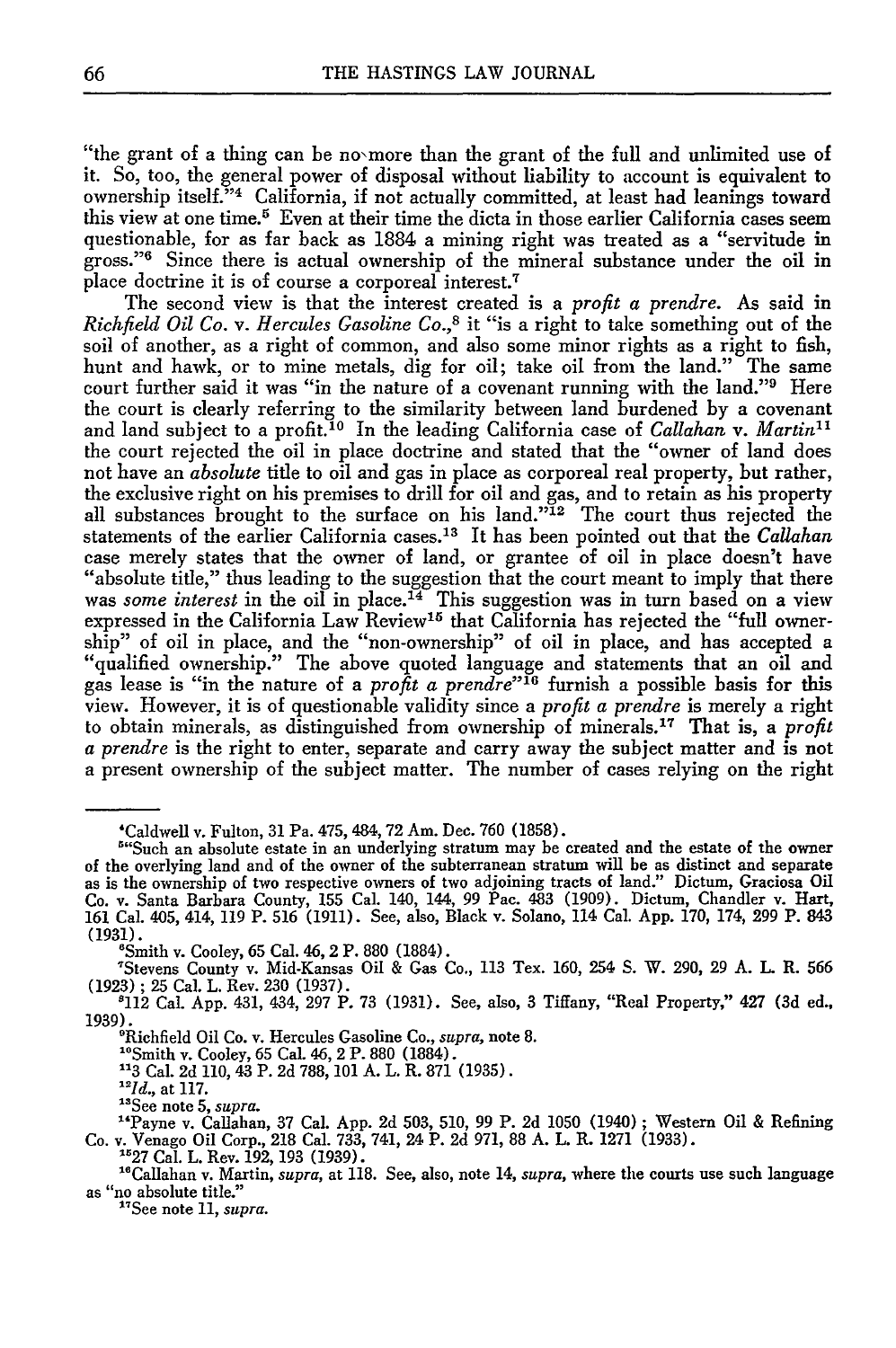"the grant of a thing can be no more than the grant of the full and unlimited use of it. So, too, the general power of disposal without liability to account is equivalent to ownership itself."[4] California, if not actually committed, at least had leanings toward this view at one time.[5] Even at their time the dicta in those earlier California cases seem questionable, for as far back as 1884 a mining right was treated as a "servitude in gross."[6] Since there is actual ownership of the mineral substance under the oil in place doctrine it is of course a corporeal interest.[7]

The second view is that the interest created is a *profit a prendre*. As said in *Richfield Oil Co.* v. *Hercules Gasoline Co.*,[8] it "is a right to take something out of the soil of another, as a right of common, and also some minor rights as a right to fish, hunt and hawk, or to mine metals, dig for oil; take oil from the land." The same court further said it was "in the nature of a covenant running with the land."[9] Here the court is clearly referring to the similarity between land burdened by a covenant and land subject to a profit.[10] In the leading California case of *Callahan* v. *Martin*[11] the court rejected the oil in place doctrine and stated that the "owner of land does not have an *absolute* title to oil and gas in place as corporeal real property, but rather, the exclusive right on his premises to drill for oil and gas, and to retain as his property all substances brought to the surface on his land."[12] The court thus rejected the statements of the earlier California cases.[13] It has been pointed out that the *Callahan* case merely states that the owner of land, or grantee of oil in place doesn't have "absolute title," thus leading to the suggestion that the court meant to imply that there was *some interest* in the oil in place.[14] This suggestion was in turn based on a view expressed in the California Law Review[15] that California has rejected the "full ownership" of oil in place, and the "non-ownership" of oil in place, and has accepted a "qualified ownership." The above quoted language and statements that an oil and gas lease is "in the nature of a *profit a prendre*"[16] furnish a possible basis for this view. However, it is of questionable validity since a *profit a prendre* is merely a right to obtain minerals, as distinguished from ownership of minerals.[17] That is, a *profit a prendre* is the right to enter, separate and carry away the subject matter and is not a present ownership of the subject matter. The number of cases relying on the right

---

[4]Caldwell v. Fulton, 31 Pa. 475, 484, 72 Am. Dec. 760 (1858).

[5]"Such an absolute estate in an underlying stratum may be created and the estate of the owner of the overlying land and of the owner of the subterranean stratum will be as distinct and separate as is the ownership of two respective owners of two adjoining tracts of land." Dictum, Graciosa Oil Co. v. Santa Barbara County, 155 Cal. 140, 144, 99 Pac. 483 (1909). Dictum, Chandler v. Hart, 161 Cal. 405, 414, 119 P. 516 (1911). See, also, Black v. Solano, 114 Cal. App. 170, 174, 299 P. 843 (1931).

[6]Smith v. Cooley, 65 Cal. 46, 2 P. 880 (1884).

[7]Stevens County v. Mid-Kansas Oil & Gas Co., 113 Tex. 160, 254 S. W. 290, 29 A. L. R. 566 (1923); 25 Cal. L. Rev. 230 (1937).

[8]112 Cal. App. 431, 434, 297 P. 73 (1931). See, also, 3 Tiffany, "Real Property," 427 (3d ed., 1939).

[9]Richfield Oil Co. v. Hercules Gasoline Co., *supra*, note 8.

[10]Smith v. Cooley, 65 Cal. 46, 2 P. 880 (1884).

[11]3 Cal. 2d 110, 43 P. 2d 788, 101 A. L. R. 871 (1935).

[12]*Id.*, at 117.

[13]See note 5, *supra*.

[14]Payne v. Callahan, 37 Cal. App. 2d 503, 510, 99 P. 2d 1050 (1940); Western Oil & Refining Co. v. Venago Oil Corp., 218 Cal. 733, 741, 24 P. 2d 971, 88 A. L. R. 1271 (1933).

[15]27 Cal. L. Rev. 192, 193 (1939).

[16]Callahan v. Martin, *supra*, at 118. See, also, note 14, *supra*, where the courts use such language as "no absolute title."

[17]See note 11, *supra*.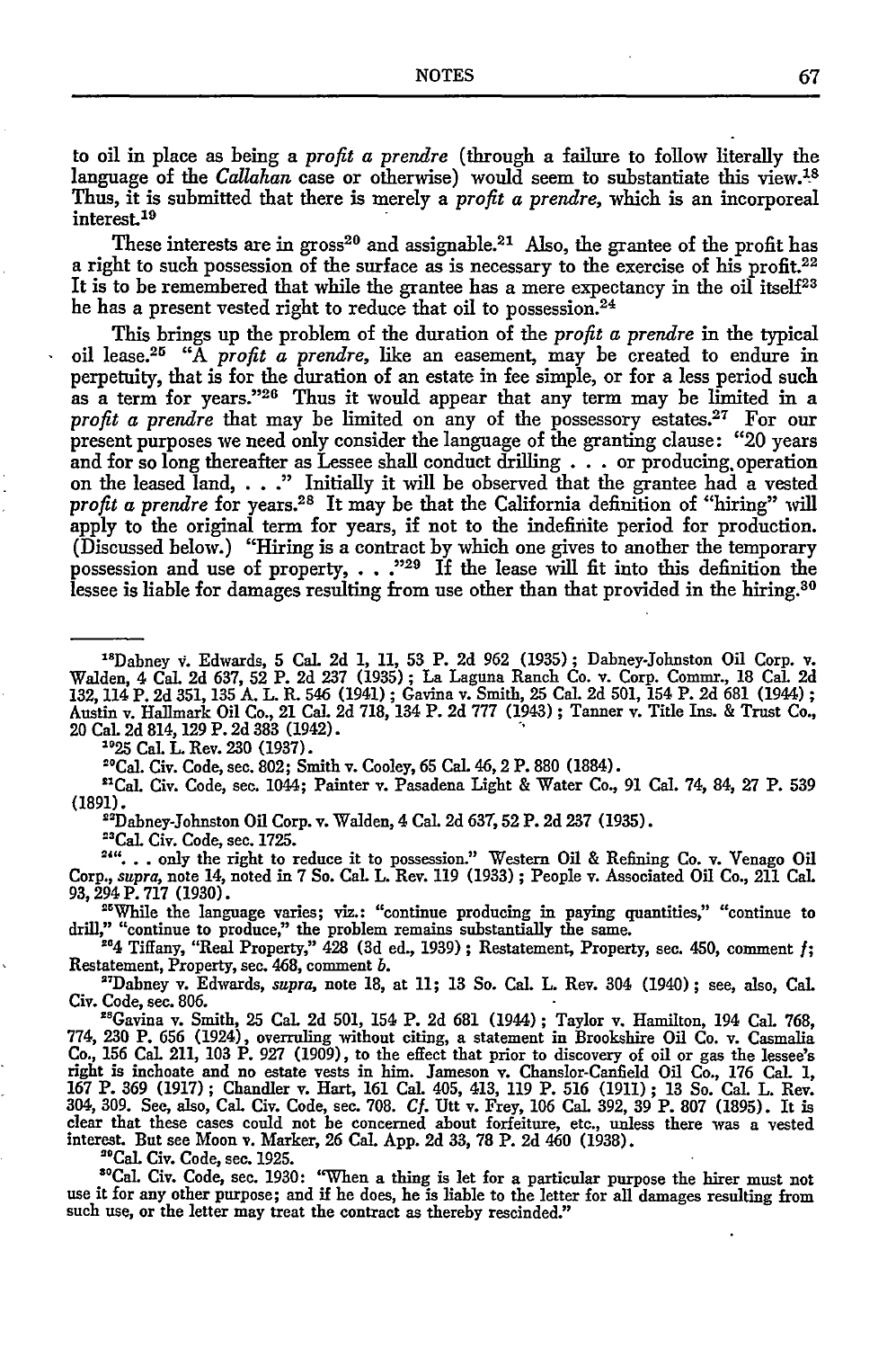to oil in place as being a *profit a prendre* (through a failure to follow literally the language of the *Callahan* case or otherwise) would seem to substantiate this view.[18] Thus, it is submitted that there is merely a *profit a prendre,* which is an incorporeal interest.[19]

These interests are in gross[20] and assignable.[21] Also, the grantee of the profit has a right to such possession of the surface as is necessary to the exercise of his profit.[22] It is to be remembered that while the grantee has a mere expectancy in the oil itself[23] he has a present vested right to reduce that oil to possession.[24]

This brings up the problem of the duration of the *profit a prendre* in the typical oil lease.[25] "A *profit a prendre,* like an easement, may be created to endure in perpetuity, that is for the duration of an estate in fee simple, or for a less period such as a term for years."[26] Thus it would appear that any term may be limited in a *profit a prendre* that may be limited on any of the possessory estates.[27] For our present purposes we need only consider the language of the granting clause: "20 years and for so long thereafter as Lessee shall conduct drilling . . . or producing operation on the leased land, . . ." Initially it will be observed that the grantee had a vested *profit a prendre* for years.[28] It may be that the California definition of "hiring" will apply to the original term for years, if not to the indefinite period for production. (Discussed below.) "Hiring is a contract by which one gives to another the temporary possession and use of property, . . ."[29] If the lease will fit into this definition the lessee is liable for damages resulting from use other than that provided in the hiring.[30]

---

[18]Dabney v. Edwards, 5 Cal. 2d 1, 11, 53 P. 2d 962 (1935); Dabney-Johnston Oil Corp. v. Walden, 4 Cal. 2d 637, 52 P. 2d 237 (1935); La Laguna Ranch Co. v. Corp. Commr., 18 Cal. 2d 132, 114 P. 2d 351, 135 A. L. R. 546 (1941); Gavina v. Smith, 25 Cal. 2d 501, 154 P. 2d 681 (1944); Austin v. Hallmark Oil Co., 21 Cal. 2d 718, 134 P. 2d 777 (1943); Tanner v. Title Ins. & Trust Co., 20 Cal. 2d 814, 129 P. 2d 383 (1942).

[19]25 Cal. L. Rev. 230 (1937).

[20]Cal. Civ. Code, sec. 802; Smith v. Cooley, 65 Cal. 46, 2 P. 880 (1884).

[21]Cal. Civ. Code, sec. 1044; Painter v. Pasadena Light & Water Co., 91 Cal. 74, 84, 27 P. 539 (1891).

[22]Dabney-Johnston Oil Corp. v. Walden, 4 Cal. 2d 637, 52 P. 2d 237 (1935).

[23]Cal. Civ. Code, sec. 1725.

[24]". . . only the right to reduce it to possession." Western Oil & Refining Co. v. Venago Oil Corp., *supra,* note 14, noted in 7 So. Cal. L. Rev. 119 (1933); People v. Associated Oil Co., 211 Cal. 93, 294 P. 717 (1930).

[25]While the language varies; viz.: "continue producing in paying quantities," "continue to drill," "continue to produce," the problem remains substantially the same.

[26]4 Tiffany, "Real Property," 428 (3d ed., 1939); Restatement, Property, sec. 450, comment *f;* Restatement, Property, sec. 468, comment *b.*

[27]Dabney v. Edwards, *supra,* note 18, at 11; 13 So. Cal. L. Rev. 304 (1940); see, also, Cal. Civ. Code, sec. 806.

[28]Gavina v. Smith, 25 Cal. 2d 501, 154 P. 2d 681 (1944); Taylor v. Hamilton, 194 Cal. 768, 774, 230 P. 656 (1924), overruling without citing, a statement in Brookshire Oil Co. v. Casmalia Co., 156 Cal. 211, 103 P. 927 (1909), to the effect that prior to discovery of oil or gas the lessee's right is inchoate and no estate vests in him. Jameson v. Chanslor-Canfield Oil Co., 176 Cal. 1, 167 P. 369 (1917); Chandler v. Hart, 161 Cal. 405, 413, 119 P. 516 (1911); 13 So. Cal. L. Rev. 304, 309. See, also, Cal. Civ. Code, sec. 708. *Cf.* Utt v. Frey, 106 Cal. 392, 39 P. 807 (1895). It is clear that these cases could not be concerned about forfeiture, etc., unless there was a vested interest. But see Moon v. Marker, 26 Cal. App. 2d 33, 78 P. 2d 460 (1938).

[29]Cal. Civ. Code, sec. 1925.

[30]Cal. Civ. Code, sec. 1930: "When a thing is let for a particular purpose the hirer must not use it for any other purpose; and if he does, he is liable to the letter for all damages resulting from such use, or the letter may treat the contract as thereby rescinded."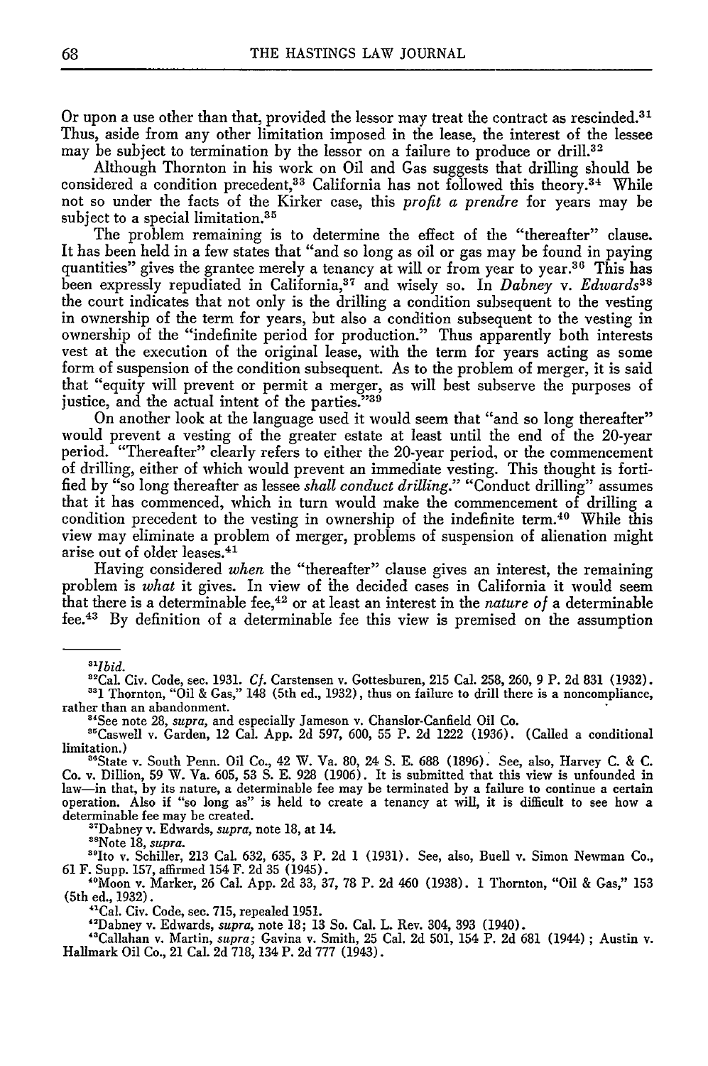Or upon a use other than that, provided the lessor may treat the contract as rescinded.[31] Thus, aside from any other limitation imposed in the lease, the interest of the lessee may be subject to termination by the lessor on a failure to produce or drill.[32]

Although Thornton in his work on Oil and Gas suggests that drilling should be considered a condition precedent,[33] California has not followed this theory.[34] While not so under the facts of the Kirker case, this *profit a prendre* for years may be subject to a special limitation.[35]

The problem remaining is to determine the effect of the "thereafter" clause. It has been held in a few states that "and so long as oil or gas may be found in paying quantities" gives the grantee merely a tenancy at will or from year to year.[36] This has been expressly repudiated in California,[37] and wisely so. In *Dabney* v. *Edwards*[38] the court indicates that not only is the drilling a condition subsequent to the vesting in ownership of the term for years, but also a condition subsequent to the vesting in ownership of the "indefinite period for production." Thus apparently both interests vest at the execution of the original lease, with the term for years acting as some form of suspension of the condition subsequent. As to the problem of merger, it is said that "equity will prevent or permit a merger, as will best subserve the purposes of justice, and the actual intent of the parties."[39]

On another look at the language used it would seem that "and so long thereafter" would prevent a vesting of the greater estate at least until the end of the 20-year period. "Thereafter" clearly refers to either the 20-year period, or the commencement of drilling, either of which would prevent an immediate vesting. This thought is fortified by "so long thereafter as lessee *shall conduct drilling.*" "Conduct drilling" assumes that it has commenced, which in turn would make the commencement of drilling a condition precedent to the vesting in ownership of the indefinite term.[40] While this view may eliminate a problem of merger, problems of suspension of alienation might arise out of older leases.[41]

Having considered *when* the "thereafter" clause gives an interest, the remaining problem is *what* it gives. In view of the decided cases in California it would seem that there is a determinable fee,[42] or at least an interest in the *nature of* a determinable fee.[43] By definition of a determinable fee this view is premised on the assumption

---

[31] *Ibid.*

[32] Cal. Civ. Code, sec. 1931. *Cf.* Carstensen v. Gottesburen, 215 Cal. 258, 260, 9 P. 2d 831 (1932).

[33] 1 Thornton, "Oil & Gas," 148 (5th ed., 1932), thus on failure to drill there is a noncompliance, rather than an abandonment.

[34] See note 28, *supra*, and especially Jameson v. Chanslor-Canfield Oil Co.

[35] Caswell v. Garden, 12 Cal. App. 2d 597, 600, 55 P. 2d 1222 (1936). (Called a conditional limitation.)

[36] State v. South Penn. Oil Co., 42 W. Va. 80, 24 S. E. 688 (1896). See, also, Harvey C. & C. Co. v. Dillion, 59 W. Va. 605, 53 S. E. 928 (1906). It is submitted that this view is unfounded in law—in that, by its nature, a determinable fee may be terminated by a failure to continue a certain operation. Also if "so long as" is held to create a tenancy at will, it is difficult to see how a determinable fee may be created.

[37] Dabney v. Edwards, *supra*, note 18, at 14.

[38] Note 18, *supra*.

[39] Ito v. Schiller, 213 Cal. 632, 635, 3 P. 2d 1 (1931). See, also, Buell v. Simon Newman Co., 61 F. Supp. 157, affirmed 154 F. 2d 35 (1945).

[40] Moon v. Marker, 26 Cal. App. 2d 33, 37, 78 P. 2d 460 (1938). 1 Thornton, "Oil & Gas," 153 (5th ed., 1932).

[41] Cal. Civ. Code, sec. 715, repealed 1951.

[42] Dabney v. Edwards, *supra*, note 18; 13 So. Cal. L. Rev. 304, 393 (1940).

[43] Callahan v. Martin, *supra;* Gavina v. Smith, 25 Cal. 2d 501, 154 P. 2d 681 (1944); Austin v. Hallmark Oil Co., 21 Cal. 2d 718, 134 P. 2d 777 (1943).